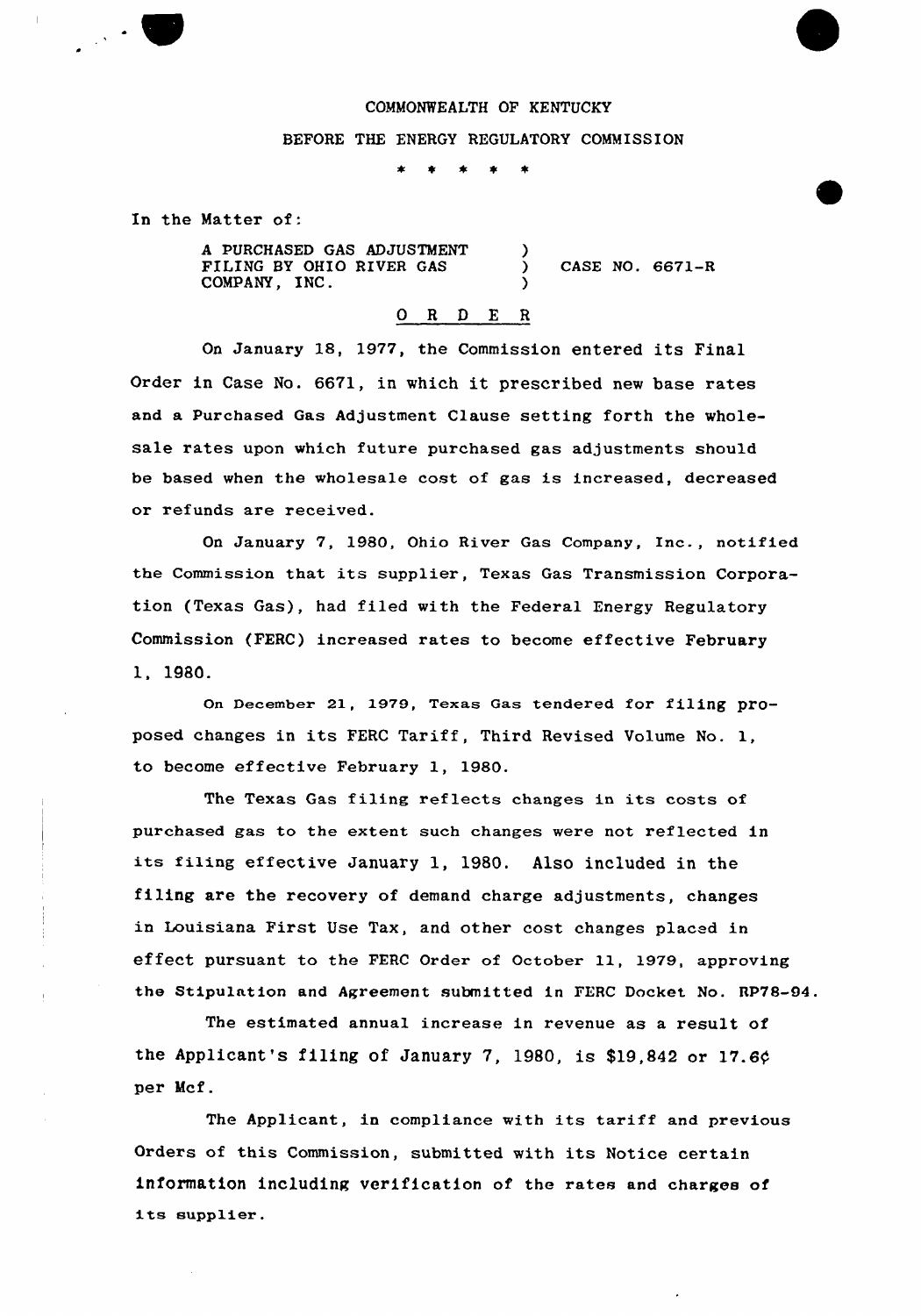COMMONWEALTH OF KENTUCKY

BEFORE THE ENERGY REGULATORY COMMISSION

\* \* \* \* \*

In the Matter of:

A PURCHASED GAS ADJUSTMENT FILING BY OHIO RIVER GAS COMPANY, INC. ) CASE NO. 6671-R

## O R D E R

On January 18, 1977, the Commission entered its Final Order in Case No. 6671, in which it prescribed new base rates and a Purchased Gas Adjustment Clause setting forth the wholesale rates upon which future purchased gas adjustments should be based when the wholesale cost of gas is increased, decreased or refunds are received.

On January 7, 1980, Ohio River Gas Company, Inc., notified the Commission that its supplier, Texas Gas Transmission Corporation (Texas Gas), had filed with the Federal Energy Regulatory Commission (FERC) increased rates to become effective February 1, 1980.

On December 21, 1979, Texas Gas tendered for filing proposed changes in its FERC Tariff, Third Revised Volume No. 1, to become effective February 1, 1980.

The Texas Gas filing reflects changes in its costs of purchased gas to the extent such changes were not reflected in its filing effective January 1, 1980. Also included in the filing are the recovery of demand charge adjustments, changes in Louisiana First Use Tax, and other cost changes placed in effect pursuant to the FERC Order of October 11, 1979, approving the Stipulation and Agreement submitted in FERC Docket No. RP78-94.

The estimated annual increase in revenue as a result of the Applicant's filing of January 7, 1980, is $19,842 or 17.6¢ per Mcf.

The Applicant, in compliance with its tariff and previous Orders of this Commission, submitted with its Notice certain information including verification of the rates and charges of its supplier.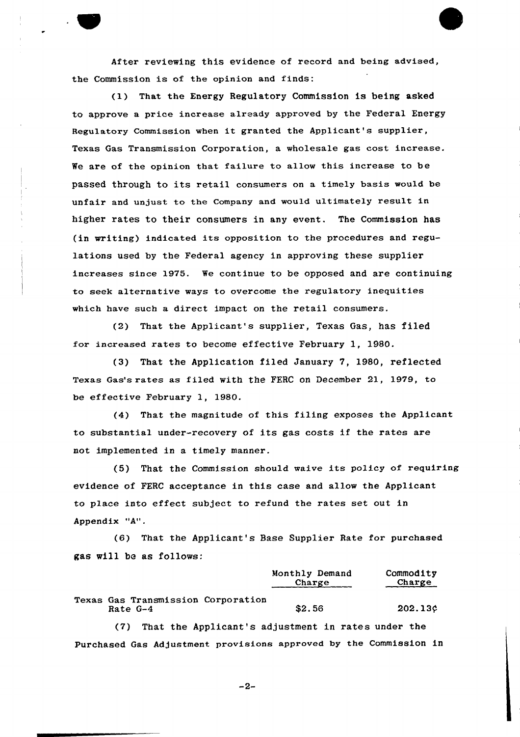After reviewing this evidence of record and being advised, the Commission is of the opinion and finds:

(1) That the Energy Regulatory Commission is being asked to approve a price increase already approved by the Federal Energy Regulatory Commission when it granted the Applicant's supplier, Texas Gas Transmission Corporation, a wholesale gas cost increase. We are of the opinion that failure to allow this increase to be passed through to its retail consumers on a timely basis would be unfair and unjust to the Company and would ultimately result in higher rates to their consumers in any event. The Commission has (in writing) indicated its opposition to the procedures and regulations used by the Federal agency in approving these supplier increases since 1975. We continue to be opposed and are continuing to seek alternative ways to overcome the regulatory inequities which have such a direct impact on the retail consumers.

(2) That the Applicant's supplier, Texas Gas, has filed for increased rates to become effective February 1, 1980.

(3) That the Application filed January 7, 1980, reflected Texas Gas's rates as filed with the FERC on December 21, 1979, to be effective February 1, 1980.

(4) That the magnitude of this filing exposes the Applicant to substantial under-recovery of its gas costs if the rates are not implemented in a timely manner.

(5) That the Commission should waive its policy of requiring evidence of FERC acceptance in this case and allow the Applicant to place into effect subject to refund the rates set out in Appendix "A".

(6) That the Applicant's Base Supplier Rate for purchased gas will be as follows:

| | Monthly Demand Charge | Commodity Charge |
|---|---|---|
| Texas Gas Transmission Corporation Rate G-4 | $2.56 | 202.13¢ |

(7) That the Applicant's adjustment in rates under the Purchased Gas Adjustment provisions approved by the Commission in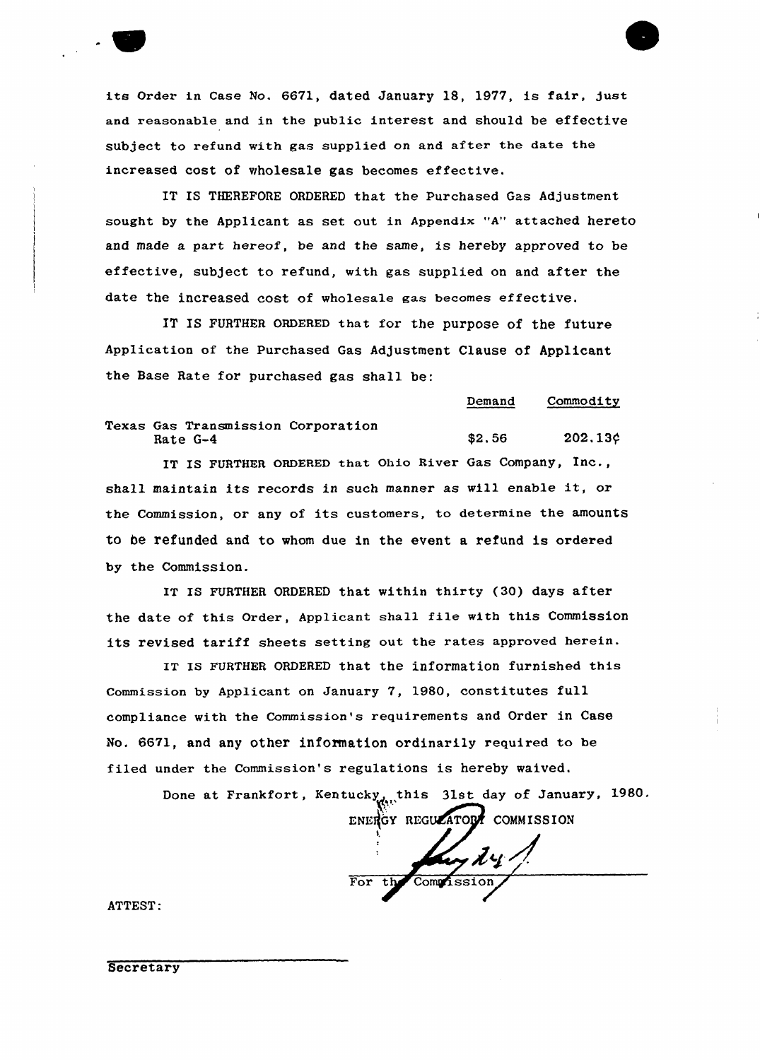its Order in Case No. 6671, dated January 18, 1977, is fair, just and reasonable and in the public interest and should be effective subject to refund with gas supplied on and after the date the increased cost of wholesale gas becomes effective.

IT IS THEREFORE ORDERED that the Purchased Gas Adjustment sought by the Applicant as set out in Appendix "A" attached hereto and made a part hereof, be and the same, is hereby approved to be effective, subject to refund, with gas supplied on and after the date the increased cost of wholesale gas becomes effective.

IT IS FURTHER ORDERED that for the purpose of the future Application of the Purchased Gas Adjustment Clause of Applicant the Base Rate for purchased gas shall be:

| | Demand | Commodity |
|---|---|---|
| Texas Gas Transmission Corporation Rate G-4 | $2.56 | 202.13¢ |

IT IS FURTHER ORDERED that Ohio River Gas Company, Inc., shall maintain its records in such manner as will enable it, or the Commission, or any of its customers, to determine the amounts to be refunded and to whom due in the event a refund is ordered by the Commission.

IT IS FURTHER ORDERED that within thirty (30) days after the date of this Order, Applicant shall file with this Commission its revised tariff sheets setting out the rates approved herein.

IT IS FURTHER ORDERED that the information furnished this Commission by Applicant on January 7, 1980, constitutes full compliance with the Commission's requirements and Order in Case No. 6671, and any other information ordinarily required to be filed under the Commission's regulations is hereby waived.

Done at Frankfort, Kentucky, this 31st day of January, 1980.

ENERGY REGULATORY COMMISSION

For the Commission

ATTEST:

Secretary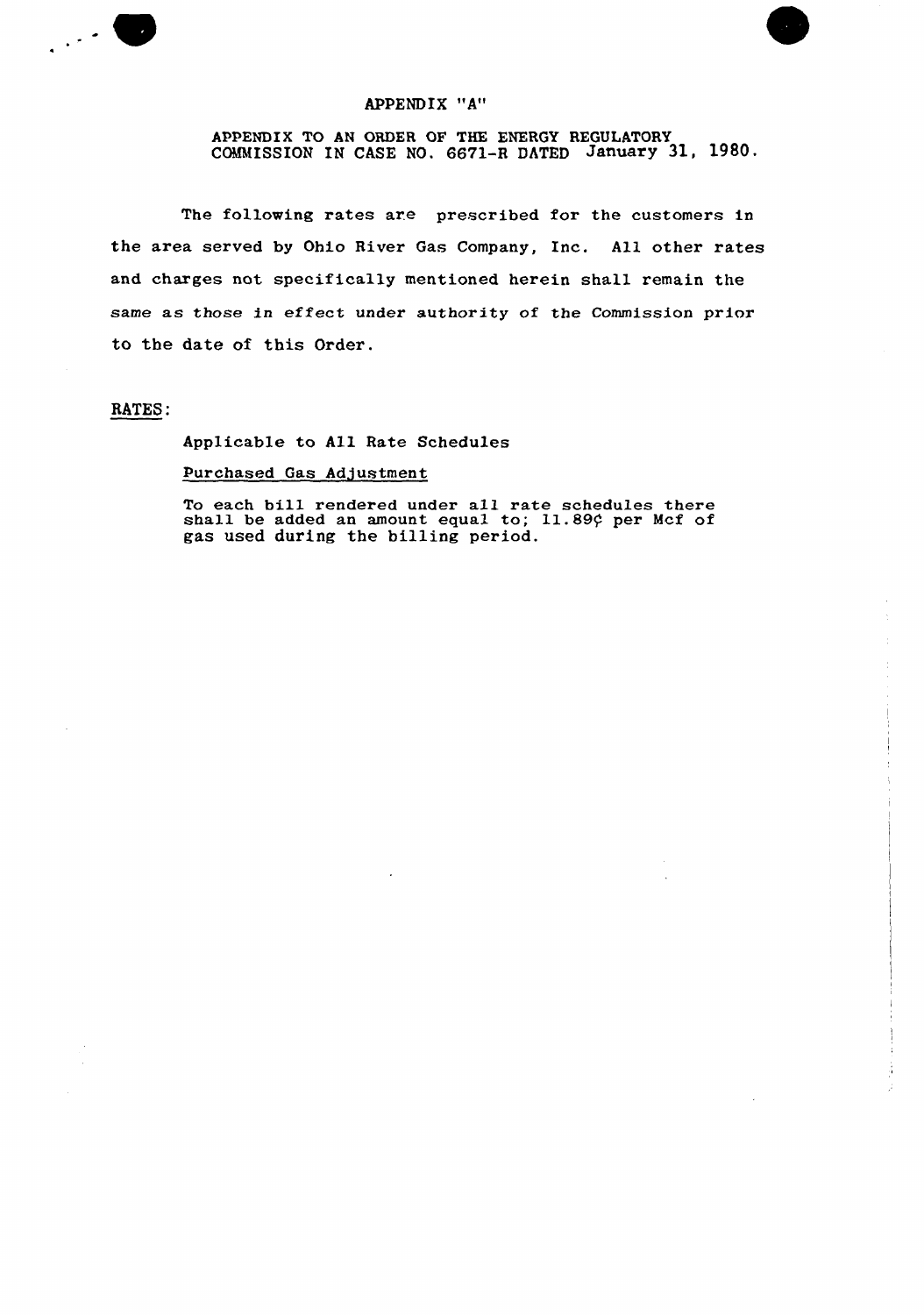# APPENDIX "A"

APPENDIX TO AN ORDER OF THE ENERGY REGULATORY COMMISSION IN CASE NO. 6671-R DATED January 31, 1980.

The following rates are prescribed for the customers in the area served by Ohio River Gas Company, Inc. All other rates and charges not specifically mentioned herein shall remain the same as those in effect under authority of the Commission prior to the date of this Order.

RATES:

Applicable to All Rate Schedules

Purchased Gas Adjustment

To each bill rendered under all rate schedules there shall be added an amount equal to; 11.89¢ per Mcf of gas used during the billing period.